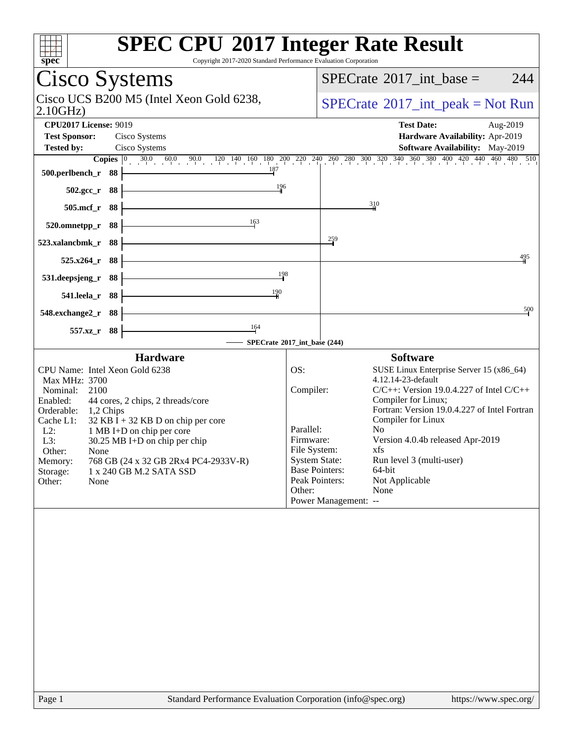# SPEC CPU 2017 Integer Rate Result

Copyright 2017-2020 Standard Performance Evaluation Corporation

## Cisco Systems

Cisco UCS B200 M5 (Intel Xeon Gold 6238, 2.10GHz)

SPECrate 2017_int_base = 244

SPECrate 2017_int_peak = Not Run

**CPU2017 License:** 9019
**Test Sponsor:** Cisco Systems
**Tested by:** Cisco Systems

**Test Date:** Aug-2019
**Hardware Availability:** Apr-2019
**Software Availability:** May-2019

| Benchmark | Copies | SPECrate 2017_int_base (244) |
|---|---|---|
| 500.perlbench_r | 88 | 187 |
| 502.gcc_r | 88 | 196 |
| 505.mcf_r | 88 | 310 |
| 520.omnetpp_r | 88 | 163 |
| 523.xalancbmk_r | 88 | 259 |
| 525.x264_r | 88 | 495 |
| 531.deepsjeng_r | 88 | 198 |
| 541.leela_r | 88 | 190 |
| 548.exchange2_r | 88 | 500 |
| 557.xz_r | 88 | 164 |

### Hardware

CPU Name: Intel Xeon Gold 6238
Max MHz: 3700
Nominal: 2100
Enabled: 44 cores, 2 chips, 2 threads/core
Orderable: 1,2 Chips
Cache L1: 32 KB I + 32 KB D on chip per core
L2: 1 MB I+D on chip per core
L3: 30.25 MB I+D on chip per chip
Other: None
Memory: 768 GB (24 x 32 GB 2Rx4 PC4-2933V-R)
Storage: 1 x 240 GB M.2 SATA SSD
Other: None

### Software

OS: SUSE Linux Enterprise Server 15 (x86_64) 4.12.14-23-default
Compiler: C/C++: Version 19.0.4.227 of Intel C/C++ Compiler for Linux; Fortran: Version 19.0.4.227 of Intel Fortran Compiler for Linux
Parallel: No
Firmware: Version 4.0.4b released Apr-2019
File System: xfs
System State: Run level 3 (multi-user)
Base Pointers: 64-bit
Peak Pointers: Not Applicable
Other: None
Power Management: --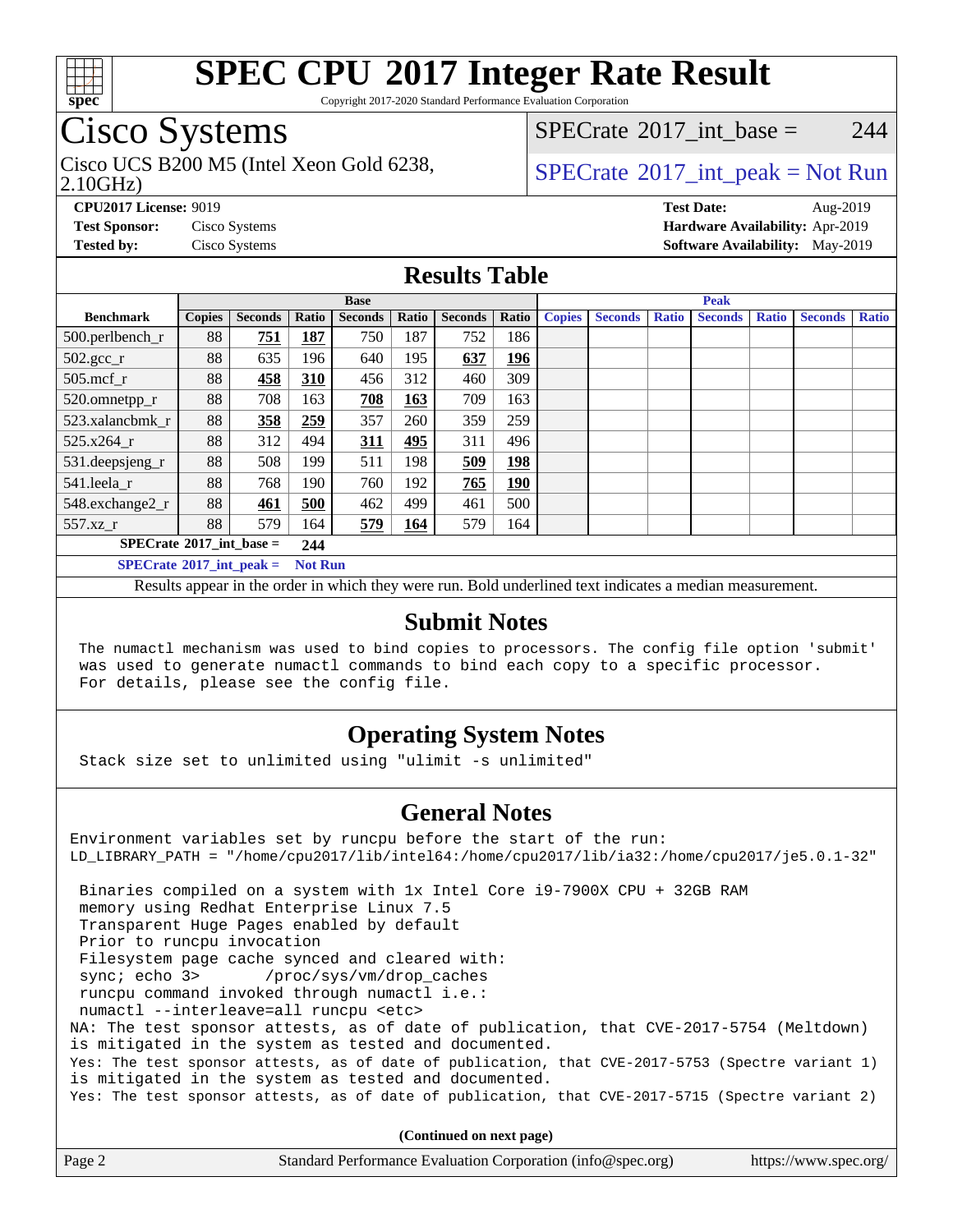# SPEC CPU 2017 Integer Rate Result

Copyright 2017-2020 Standard Performance Evaluation Corporation

## Cisco Systems

Cisco UCS B200 M5 (Intel Xeon Gold 6238, 2.10GHz)

SPECrate 2017_int_base = 244

SPECrate 2017_int_peak = Not Run

**CPU2017 License:** 9019
**Test Sponsor:** Cisco Systems
**Tested by:** Cisco Systems

**Test Date:** Aug-2019
**Hardware Availability:** Apr-2019
**Software Availability:** May-2019

## Results Table

| Benchmark | Base | | | | | | | Peak | | | | | | |
|---|---|---|---|---|---|---|---|---|---|---|---|---|---|---|
| | Copies | Seconds | Ratio | Seconds | Ratio | Seconds | Ratio | Copies | Seconds | Ratio | Seconds | Ratio | Seconds | Ratio |
| 500.perlbench_r | 88 | **751** | **187** | 750 | 187 | 752 | 186 | | | | | | | |
| 502.gcc_r | 88 | 635 | 196 | 640 | 195 | **637** | **196** | | | | | | | |
| 505.mcf_r | 88 | **458** | **310** | 456 | 312 | 460 | 309 | | | | | | | |
| 520.omnetpp_r | 88 | 708 | 163 | **708** | **163** | 709 | 163 | | | | | | | |
| 523.xalancbmk_r | 88 | **358** | **259** | 357 | 260 | 359 | 259 | | | | | | | |
| 525.x264_r | 88 | 312 | 494 | **311** | **495** | 311 | 496 | | | | | | | |
| 531.deepsjeng_r | 88 | 508 | 199 | 511 | 198 | **509** | **198** | | | | | | | |
| 541.leela_r | 88 | 768 | 190 | 760 | 192 | **765** | **190** | | | | | | | |
| 548.exchange2_r | 88 | **461** | **500** | 462 | 499 | 461 | 500 | | | | | | | |
| 557.xz_r | 88 | 579 | 164 | **579** | **164** | 579 | 164 | | | | | | | |

SPECrate 2017_int_base = **244**

SPECrate 2017_int_peak = **Not Run**

Results appear in the order in which they were run. Bold underlined text indicates a median measurement.

## Submit Notes

```
The numactl mechanism was used to bind copies to processors. The config file option 'submit'
was used to generate numactl commands to bind each copy to a specific processor.
For details, please see the config file.
```

## Operating System Notes

```
Stack size set to unlimited using "ulimit -s unlimited"
```

## General Notes

```
Environment variables set by runcpu before the start of the run:
LD_LIBRARY_PATH = "/home/cpu2017/lib/intel64:/home/cpu2017/lib/ia32:/home/cpu2017/je5.0.1-32"

 Binaries compiled on a system with 1x Intel Core i9-7900X CPU + 32GB RAM
 memory using Redhat Enterprise Linux 7.5
 Transparent Huge Pages enabled by default
 Prior to runcpu invocation
 Filesystem page cache synced and cleared with:
 sync; echo 3>       /proc/sys/vm/drop_caches
 runcpu command invoked through numactl i.e.:
 numactl --interleave=all runcpu <etc>
NA: The test sponsor attests, as of date of publication, that CVE-2017-5754 (Meltdown)
is mitigated in the system as tested and documented.
Yes: The test sponsor attests, as of date of publication, that CVE-2017-5753 (Spectre variant 1)
is mitigated in the system as tested and documented.
Yes: The test sponsor attests, as of date of publication, that CVE-2017-5715 (Spectre variant 2)
```

**(Continued on next page)**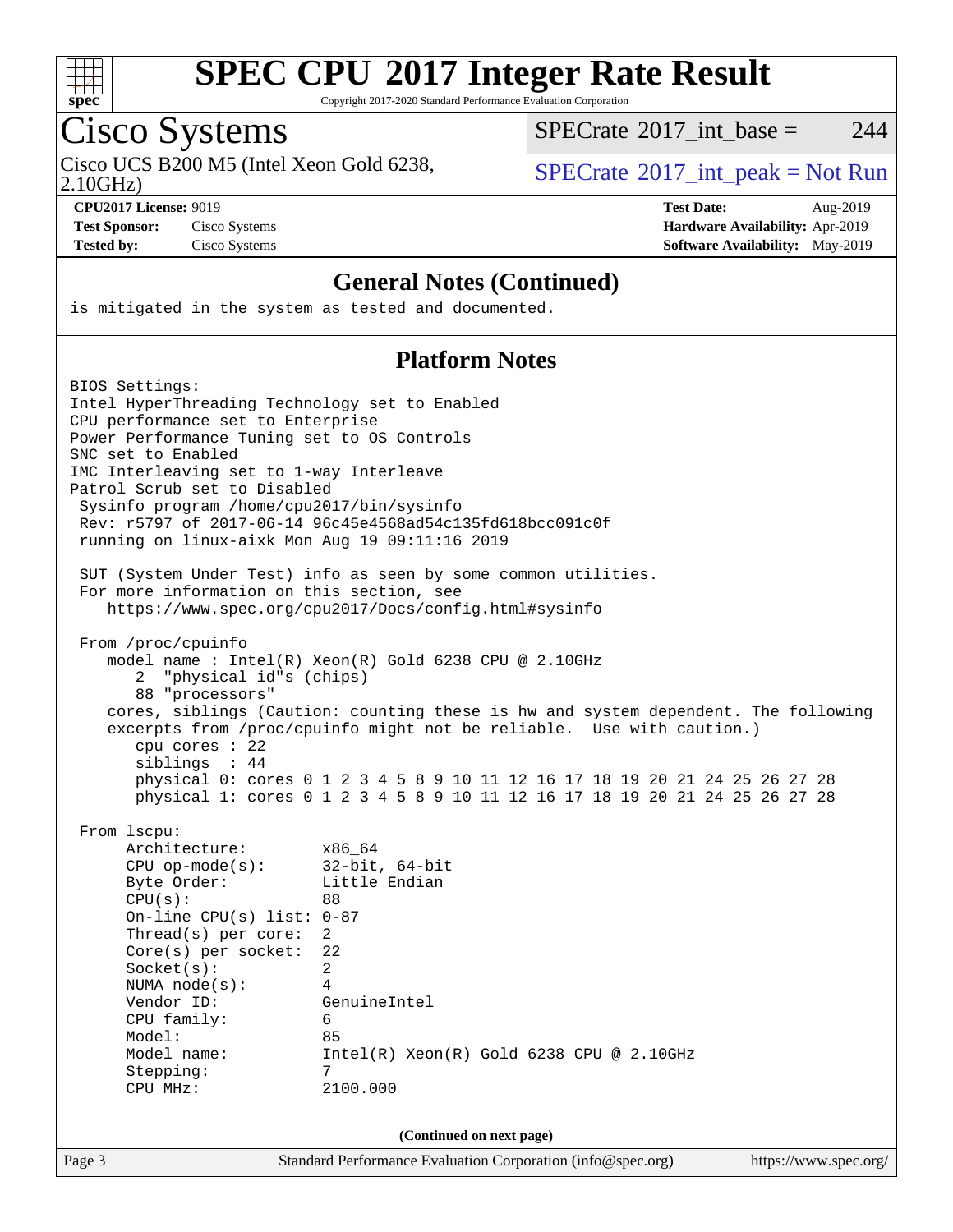## General Notes (Continued)

```
is mitigated in the system as tested and documented.
```

## Platform Notes

```
BIOS Settings:
Intel HyperThreading Technology set to Enabled
CPU performance set to Enterprise
Power Performance Tuning set to OS Controls
SNC set to Enabled
IMC Interleaving set to 1-way Interleave
Patrol Scrub set to Disabled
 Sysinfo program /home/cpu2017/bin/sysinfo
 Rev: r5797 of 2017-06-14 96c45e4568ad54c135fd618bcc091c0f
 running on linux-aixk Mon Aug 19 09:11:16 2019

 SUT (System Under Test) info as seen by some common utilities.
 For more information on this section, see
    https://www.spec.org/cpu2017/Docs/config.html#sysinfo

 From /proc/cpuinfo
    model name : Intel(R) Xeon(R) Gold 6238 CPU @ 2.10GHz
       2  "physical id"s (chips)
       88 "processors"
    cores, siblings (Caution: counting these is hw and system dependent. The following
    excerpts from /proc/cpuinfo might not be reliable.  Use with caution.)
       cpu cores : 22
       siblings  : 44
       physical 0: cores 0 1 2 3 4 5 8 9 10 11 12 16 17 18 19 20 21 24 25 26 27 28
       physical 1: cores 0 1 2 3 4 5 8 9 10 11 12 16 17 18 19 20 21 24 25 26 27 28

 From lscpu:
      Architecture:          x86_64
      CPU op-mode(s):        32-bit, 64-bit
      Byte Order:            Little Endian
      CPU(s):                88
      On-line CPU(s) list: 0-87
      Thread(s) per core:  2
      Core(s) per socket:  22
      Socket(s):             2
      NUMA node(s):          4
      Vendor ID:             GenuineIntel
      CPU family:            6
      Model:                 85
      Model name:            Intel(R) Xeon(R) Gold 6238 CPU @ 2.10GHz
      Stepping:              7
      CPU MHz:               2100.000
```

(Continued on next page)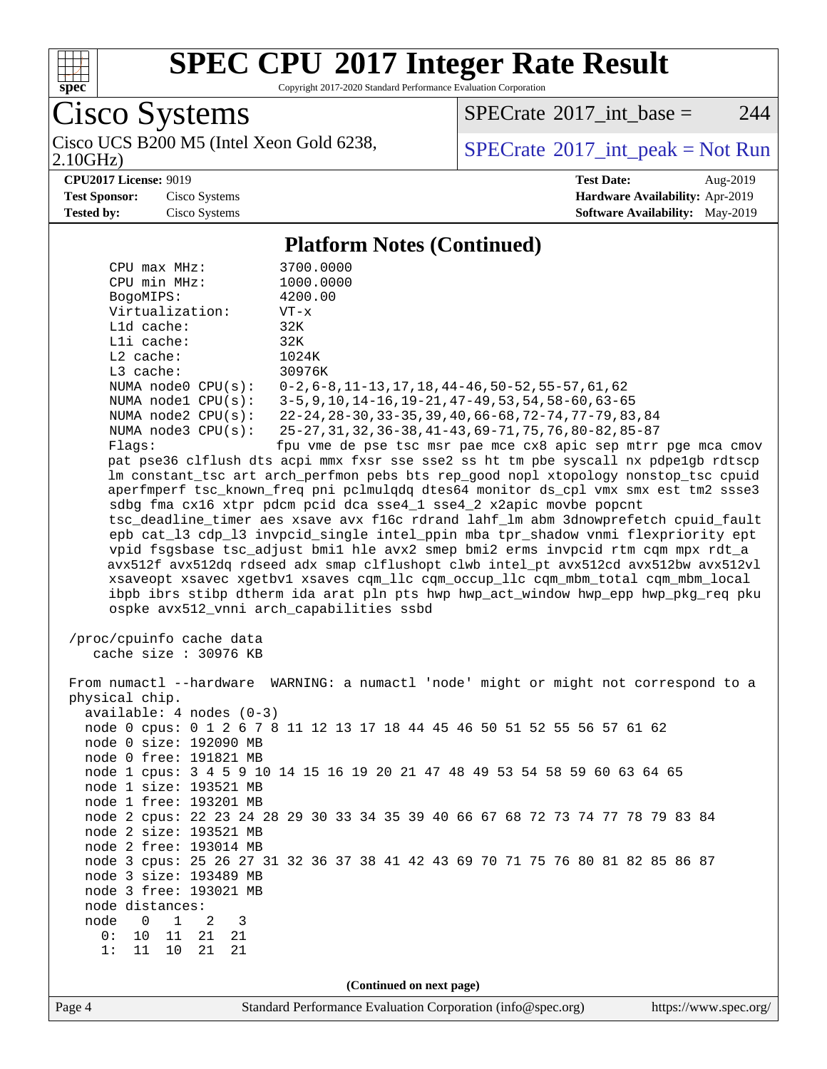## Platform Notes (Continued)

```
    CPU max MHz:           3700.0000
    CPU min MHz:           1000.0000
    BogoMIPS:              4200.00
    Virtualization:        VT-x
    L1d cache:             32K
    L1i cache:             32K
    L2 cache:              1024K
    L3 cache:              30976K
    NUMA node0 CPU(s):     0-2,6-8,11-13,17,18,44-46,50-52,55-57,61,62
    NUMA node1 CPU(s):     3-5,9,10,14-16,19-21,47-49,53,54,58-60,63-65
    NUMA node2 CPU(s):     22-24,28-30,33-35,39,40,66-68,72-74,77-79,83,84
    NUMA node3 CPU(s):     25-27,31,32,36-38,41-43,69-71,75,76,80-82,85-87
    Flags:                 fpu vme de pse tsc msr pae mce cx8 apic sep mtrr pge mca cmov
    pat pse36 clflush dts acpi mmx fxsr sse sse2 ss ht tm pbe syscall nx pdpe1gb rdtscp
    lm constant_tsc art arch_perfmon pebs bts rep_good nopl xtopology nonstop_tsc cpuid
    aperfmperf tsc_known_freq pni pclmulqdq dtes64 monitor ds_cpl vmx smx est tm2 ssse3
    sdbg fma cx16 xtpr pdcm pcid dca sse4_1 sse4_2 x2apic movbe popcnt
    tsc_deadline_timer aes xsave avx f16c rdrand lahf_lm abm 3dnowprefetch cpuid_fault
    epb cat_l3 cdp_l3 invpcid_single intel_ppin mba tpr_shadow vnmi flexpriority ept
    vpid fsgsbase tsc_adjust bmi1 hle avx2 smep bmi2 erms invpcid rtm cqm mpx rdt_a
    avx512f avx512dq rdseed adx smap clflushopt clwb intel_pt avx512cd avx512bw avx512vl
    xsaveopt xsavec xgetbv1 xsaves cqm_llc cqm_occup_llc cqm_mbm_total cqm_mbm_local
    ibpb ibrs stibp dtherm ida arat pln pts hwp hwp_act_window hwp_epp hwp_pkg_req pku
    ospke avx512_vnni arch_capabilities ssbd

 /proc/cpuinfo cache data
    cache size : 30976 KB

 From numactl --hardware  WARNING: a numactl 'node' might or might not correspond to a
 physical chip.
   available: 4 nodes (0-3)
   node 0 cpus: 0 1 2 6 7 8 11 12 13 17 18 44 45 46 50 51 52 55 56 57 61 62
   node 0 size: 192090 MB
   node 0 free: 191821 MB
   node 1 cpus: 3 4 5 9 10 14 15 16 19 20 21 47 48 49 53 54 58 59 60 63 64 65
   node 1 size: 193521 MB
   node 1 free: 193201 MB
   node 2 cpus: 22 23 24 28 29 30 33 34 35 39 40 66 67 68 72 73 74 77 78 79 83 84
   node 2 size: 193521 MB
   node 2 free: 193014 MB
   node 3 cpus: 25 26 27 31 32 36 37 38 41 42 43 69 70 71 75 76 80 81 82 85 86 87
   node 3 size: 193489 MB
   node 3 free: 193021 MB
   node distances:
   node   0   1   2   3
     0:  10  11  21  21
     1:  11  10  21  21
```

(Continued on next page)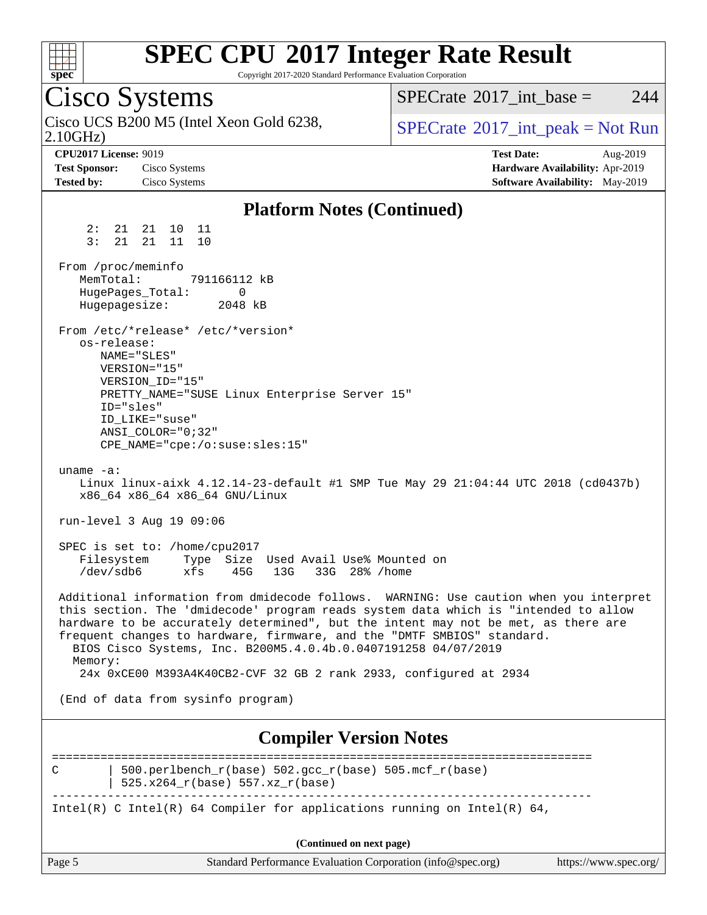# SPEC CPU 2017 Integer Rate Result

Copyright 2017-2020 Standard Performance Evaluation Corporation

## Cisco Systems

Cisco UCS B200 M5 (Intel Xeon Gold 6238, 2.10GHz)

SPECrate 2017_int_base = 244

SPECrate 2017_int_peak = Not Run

**CPU2017 License:** 9019
**Test Sponsor:** Cisco Systems
**Tested by:** Cisco Systems

**Test Date:** Aug-2019
**Hardware Availability:** Apr-2019
**Software Availability:** May-2019

## Platform Notes (Continued)

```
     2:  21  21  10  11
     3:  21  21  11  10

 From /proc/meminfo
    MemTotal:       791166112 kB
    HugePages_Total:       0
    Hugepagesize:       2048 kB

 From /etc/*release* /etc/*version*
    os-release:
       NAME="SLES"
       VERSION="15"
       VERSION_ID="15"
       PRETTY_NAME="SUSE Linux Enterprise Server 15"
       ID="sles"
       ID_LIKE="suse"
       ANSI_COLOR="0;32"
       CPE_NAME="cpe:/o:suse:sles:15"

 uname -a:
    Linux linux-aixk 4.12.14-23-default #1 SMP Tue May 29 21:04:44 UTC 2018 (cd0437b)
    x86_64 x86_64 x86_64 GNU/Linux

 run-level 3 Aug 19 09:06

 SPEC is set to: /home/cpu2017
    Filesystem     Type  Size  Used Avail Use% Mounted on
    /dev/sdb6      xfs    45G   13G   33G  28% /home

 Additional information from dmidecode follows.  WARNING: Use caution when you interpret
 this section. The 'dmidecode' program reads system data which is "intended to allow
 hardware to be accurately determined", but the intent may not be met, as there are
 frequent changes to hardware, firmware, and the "DMTF SMBIOS" standard.
   BIOS Cisco Systems, Inc. B200M5.4.0.4b.0.0407191258 04/07/2019
   Memory:
    24x 0xCE00 M393A4K40CB2-CVF 32 GB 2 rank 2933, configured at 2934

 (End of data from sysinfo program)
```

## Compiler Version Notes

```
==============================================================================
C       | 500.perlbench_r(base) 502.gcc_r(base) 505.mcf_r(base)
        | 525.x264_r(base) 557.xz_r(base)
------------------------------------------------------------------------------
Intel(R) C Intel(R) 64 Compiler for applications running on Intel(R) 64,
```

(Continued on next page)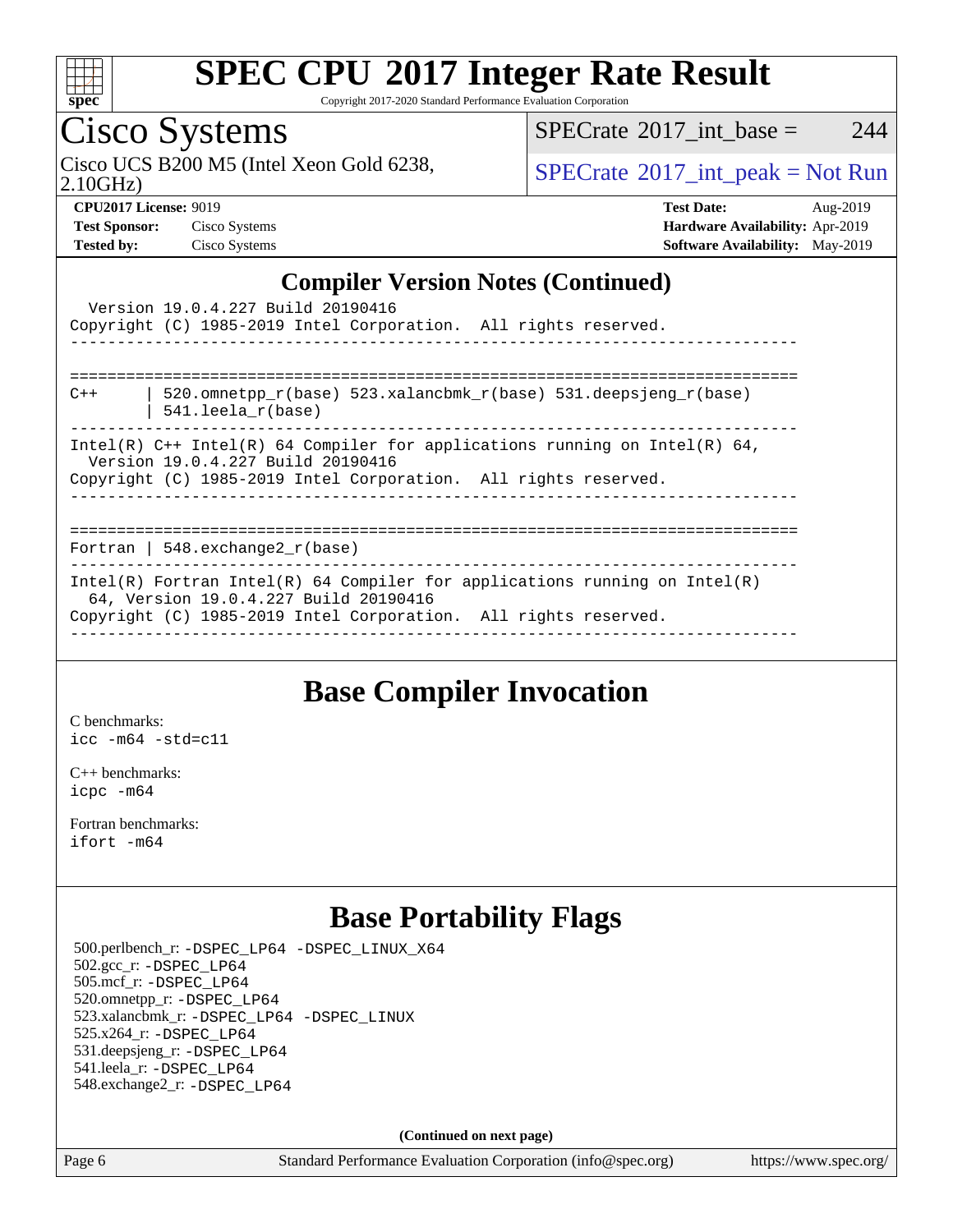# SPEC CPU 2017 Integer Rate Result

Copyright 2017-2020 Standard Performance Evaluation Corporation

**Cisco Systems**

Cisco UCS B200 M5 (Intel Xeon Gold 6238, 2.10GHz)

SPECrate 2017_int_base = 244

SPECrate 2017_int_peak = Not Run

**CPU2017 License:** 9019
**Test Sponsor:** Cisco Systems
**Tested by:** Cisco Systems

**Test Date:** Aug-2019
**Hardware Availability:** Apr-2019
**Software Availability:** May-2019

## Compiler Version Notes (Continued)

```
  Version 19.0.4.227 Build 20190416
Copyright (C) 1985-2019 Intel Corporation.  All rights reserved.
------------------------------------------------------------------------------

==============================================================================
C++      | 520.omnetpp_r(base) 523.xalancbmk_r(base) 531.deepsjeng_r(base)
         | 541.leela_r(base)
------------------------------------------------------------------------------
Intel(R) C++ Intel(R) 64 Compiler for applications running on Intel(R) 64,
  Version 19.0.4.227 Build 20190416
Copyright (C) 1985-2019 Intel Corporation.  All rights reserved.
------------------------------------------------------------------------------

==============================================================================
Fortran | 548.exchange2_r(base)
------------------------------------------------------------------------------
Intel(R) Fortran Intel(R) 64 Compiler for applications running on Intel(R)
  64, Version 19.0.4.227 Build 20190416
Copyright (C) 1985-2019 Intel Corporation.  All rights reserved.
------------------------------------------------------------------------------
```

## Base Compiler Invocation

C benchmarks:
`icc -m64 -std=c11`

C++ benchmarks:
`icpc -m64`

Fortran benchmarks:
`ifort -m64`

## Base Portability Flags

500.perlbench_r: `-DSPEC_LP64 -DSPEC_LINUX_X64`
502.gcc_r: `-DSPEC_LP64`
505.mcf_r: `-DSPEC_LP64`
520.omnetpp_r: `-DSPEC_LP64`
523.xalancbmk_r: `-DSPEC_LP64 -DSPEC_LINUX`
525.x264_r: `-DSPEC_LP64`
531.deepsjeng_r: `-DSPEC_LP64`
541.leela_r: `-DSPEC_LP64`
548.exchange2_r: `-DSPEC_LP64`

**(Continued on next page)**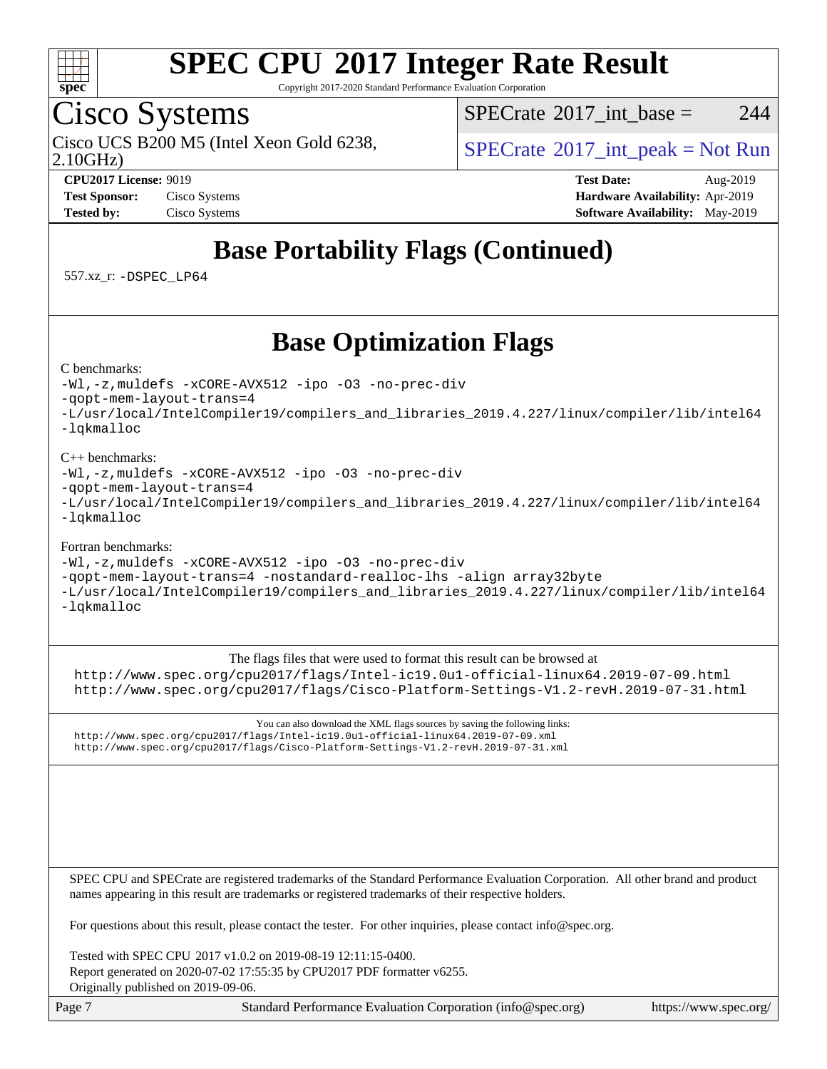# SPEC CPU 2017 Integer Rate Result

Copyright 2017-2020 Standard Performance Evaluation Corporation

## Cisco Systems

Cisco UCS B200 M5 (Intel Xeon Gold 6238, 2.10GHz)

SPECrate 2017_int_base = 244

SPECrate 2017_int_peak = Not Run

**CPU2017 License:** 9019
**Test Sponsor:** Cisco Systems
**Tested by:** Cisco Systems

**Test Date:** Aug-2019
**Hardware Availability:** Apr-2019
**Software Availability:** May-2019

## Base Portability Flags (Continued)

557.xz_r: -DSPEC_LP64

## Base Optimization Flags

C benchmarks:

```
-Wl,-z,muldefs -xCORE-AVX512 -ipo -O3 -no-prec-div
-qopt-mem-layout-trans=4
-L/usr/local/IntelCompiler19/compilers_and_libraries_2019.4.227/linux/compiler/lib/intel64
-lqkmalloc
```

C++ benchmarks:

```
-Wl,-z,muldefs -xCORE-AVX512 -ipo -O3 -no-prec-div
-qopt-mem-layout-trans=4
-L/usr/local/IntelCompiler19/compilers_and_libraries_2019.4.227/linux/compiler/lib/intel64
-lqkmalloc
```

Fortran benchmarks:

```
-Wl,-z,muldefs -xCORE-AVX512 -ipo -O3 -no-prec-div
-qopt-mem-layout-trans=4 -nostandard-realloc-lhs -align array32byte
-L/usr/local/IntelCompiler19/compilers_and_libraries_2019.4.227/linux/compiler/lib/intel64
-lqkmalloc
```

The flags files that were used to format this result can be browsed at
http://www.spec.org/cpu2017/flags/Intel-ic19.0u1-official-linux64.2019-07-09.html
http://www.spec.org/cpu2017/flags/Cisco-Platform-Settings-V1.2-revH.2019-07-31.html

You can also download the XML flags sources by saving the following links:
http://www.spec.org/cpu2017/flags/Intel-ic19.0u1-official-linux64.2019-07-09.xml
http://www.spec.org/cpu2017/flags/Cisco-Platform-Settings-V1.2-revH.2019-07-31.xml

SPEC CPU and SPECrate are registered trademarks of the Standard Performance Evaluation Corporation. All other brand and product names appearing in this result are trademarks or registered trademarks of their respective holders.

For questions about this result, please contact the tester. For other inquiries, please contact info@spec.org.

Tested with SPEC CPU 2017 v1.0.2 on 2019-08-19 12:11:15-0400.
Report generated on 2020-07-02 17:55:35 by CPU2017 PDF formatter v6255.
Originally published on 2019-09-06.